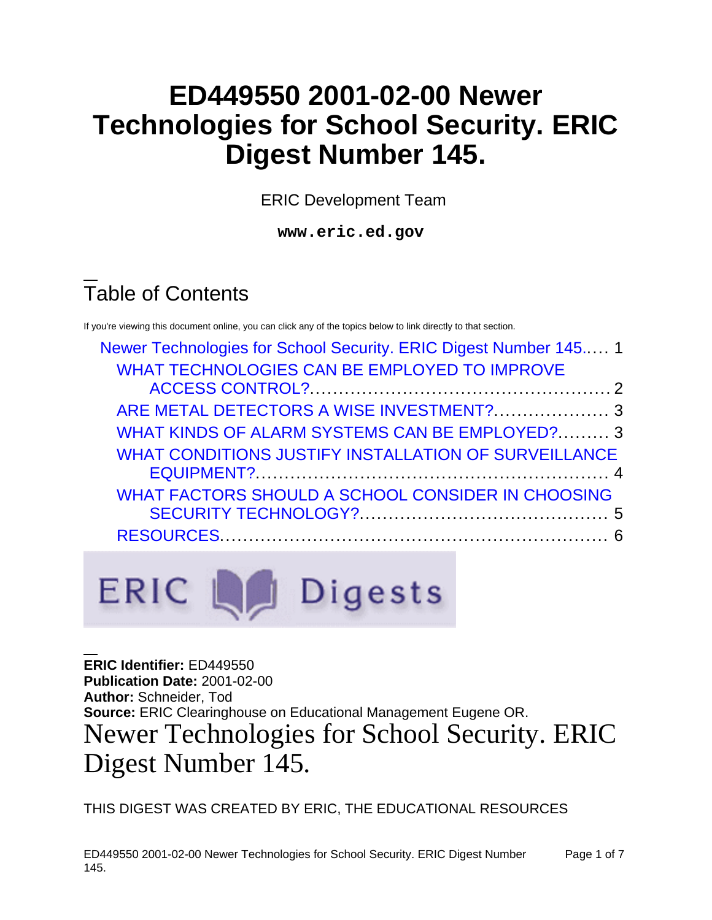# ED449550 2001-02-00 Newer Technologies for School Security. ERIC Digest Number 145.

ERIC Development Team

**www.eric.ed.gov**

## Table of Contents

If you're viewing this document online, you can click any of the topics below to link directly to that section.

- Newer Technologies for School Security. ERIC Digest Number 145..... 1
  - WHAT TECHNOLOGIES CAN BE EMPLOYED TO IMPROVE ACCESS CONTROL?..... 2
  - ARE METAL DETECTORS A WISE INVESTMENT?..... 3
  - WHAT KINDS OF ALARM SYSTEMS CAN BE EMPLOYED?..... 3
  - WHAT CONDITIONS JUSTIFY INSTALLATION OF SURVEILLANCE EQUIPMENT?..... 4
  - WHAT FACTORS SHOULD A SCHOOL CONSIDER IN CHOOSING SECURITY TECHNOLOGY?..... 5
  - RESOURCES..... 6

ERIC Digests

**ERIC Identifier:** ED449550
**Publication Date:** 2001-02-00
**Author:** Schneider, Tod
**Source:** ERIC Clearinghouse on Educational Management Eugene OR.

# Newer Technologies for School Security. ERIC Digest Number 145.

THIS DIGEST WAS CREATED BY ERIC, THE EDUCATIONAL RESOURCES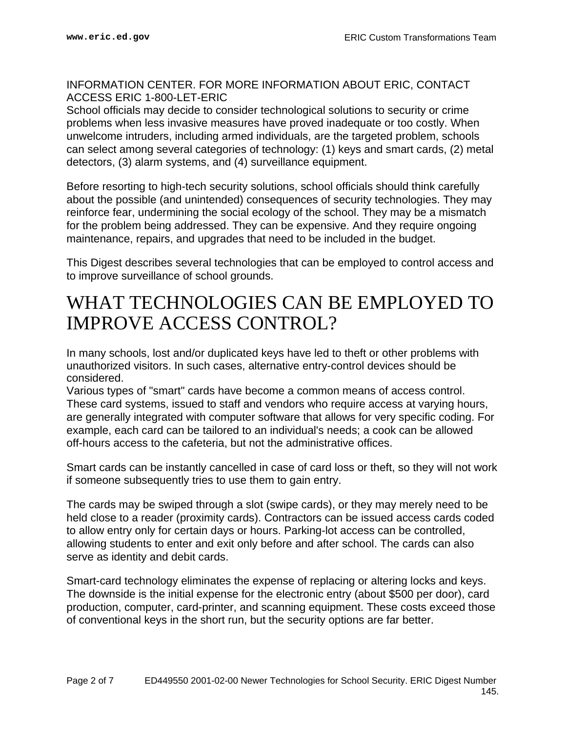INFORMATION CENTER. FOR MORE INFORMATION ABOUT ERIC, CONTACT ACCESS ERIC 1-800-LET-ERIC

School officials may decide to consider technological solutions to security or crime problems when less invasive measures have proved inadequate or too costly. When unwelcome intruders, including armed individuals, are the targeted problem, schools can select among several categories of technology: (1) keys and smart cards, (2) metal detectors, (3) alarm systems, and (4) surveillance equipment.

Before resorting to high-tech security solutions, school officials should think carefully about the possible (and unintended) consequences of security technologies. They may reinforce fear, undermining the social ecology of the school. They may be a mismatch for the problem being addressed. They can be expensive. And they require ongoing maintenance, repairs, and upgrades that need to be included in the budget.

This Digest describes several technologies that can be employed to control access and to improve surveillance of school grounds.

# WHAT TECHNOLOGIES CAN BE EMPLOYED TO IMPROVE ACCESS CONTROL?

In many schools, lost and/or duplicated keys have led to theft or other problems with unauthorized visitors. In such cases, alternative entry-control devices should be considered.

Various types of "smart" cards have become a common means of access control. These card systems, issued to staff and vendors who require access at varying hours, are generally integrated with computer software that allows for very specific coding. For example, each card can be tailored to an individual's needs; a cook can be allowed off-hours access to the cafeteria, but not the administrative offices.

Smart cards can be instantly cancelled in case of card loss or theft, so they will not work if someone subsequently tries to use them to gain entry.

The cards may be swiped through a slot (swipe cards), or they may merely need to be held close to a reader (proximity cards). Contractors can be issued access cards coded to allow entry only for certain days or hours. Parking-lot access can be controlled, allowing students to enter and exit only before and after school. The cards can also serve as identity and debit cards.

Smart-card technology eliminates the expense of replacing or altering locks and keys. The downside is the initial expense for the electronic entry (about $500 per door), card production, computer, card-printer, and scanning equipment. These costs exceed those of conventional keys in the short run, but the security options are far better.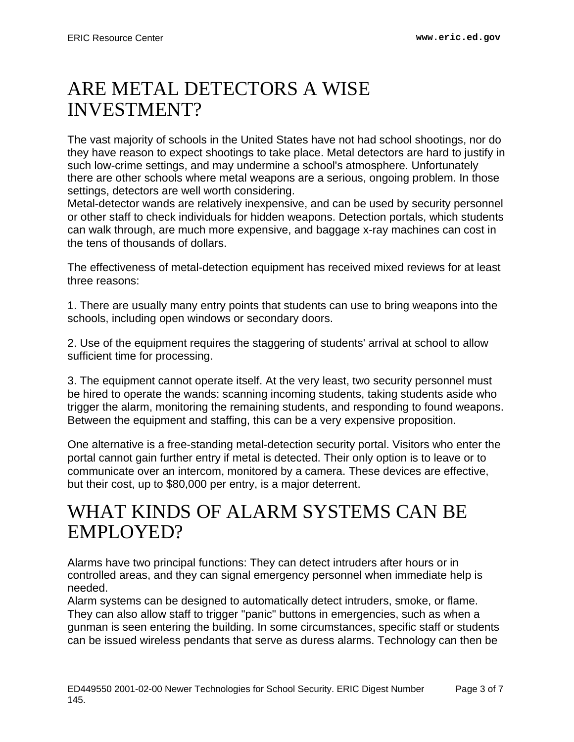## ARE METAL DETECTORS A WISE INVESTMENT?

The vast majority of schools in the United States have not had school shootings, nor do they have reason to expect shootings to take place. Metal detectors are hard to justify in such low-crime settings, and may undermine a school's atmosphere. Unfortunately there are other schools where metal weapons are a serious, ongoing problem. In those settings, detectors are well worth considering.

Metal-detector wands are relatively inexpensive, and can be used by security personnel or other staff to check individuals for hidden weapons. Detection portals, which students can walk through, are much more expensive, and baggage x-ray machines can cost in the tens of thousands of dollars.

The effectiveness of metal-detection equipment has received mixed reviews for at least three reasons:

1. There are usually many entry points that students can use to bring weapons into the schools, including open windows or secondary doors.

2. Use of the equipment requires the staggering of students' arrival at school to allow sufficient time for processing.

3. The equipment cannot operate itself. At the very least, two security personnel must be hired to operate the wands: scanning incoming students, taking students aside who trigger the alarm, monitoring the remaining students, and responding to found weapons. Between the equipment and staffing, this can be a very expensive proposition.

One alternative is a free-standing metal-detection security portal. Visitors who enter the portal cannot gain further entry if metal is detected. Their only option is to leave or to communicate over an intercom, monitored by a camera. These devices are effective, but their cost, up to $80,000 per entry, is a major deterrent.

## WHAT KINDS OF ALARM SYSTEMS CAN BE EMPLOYED?

Alarms have two principal functions: They can detect intruders after hours or in controlled areas, and they can signal emergency personnel when immediate help is needed.

Alarm systems can be designed to automatically detect intruders, smoke, or flame. They can also allow staff to trigger "panic" buttons in emergencies, such as when a gunman is seen entering the building. In some circumstances, specific staff or students can be issued wireless pendants that serve as duress alarms. Technology can then be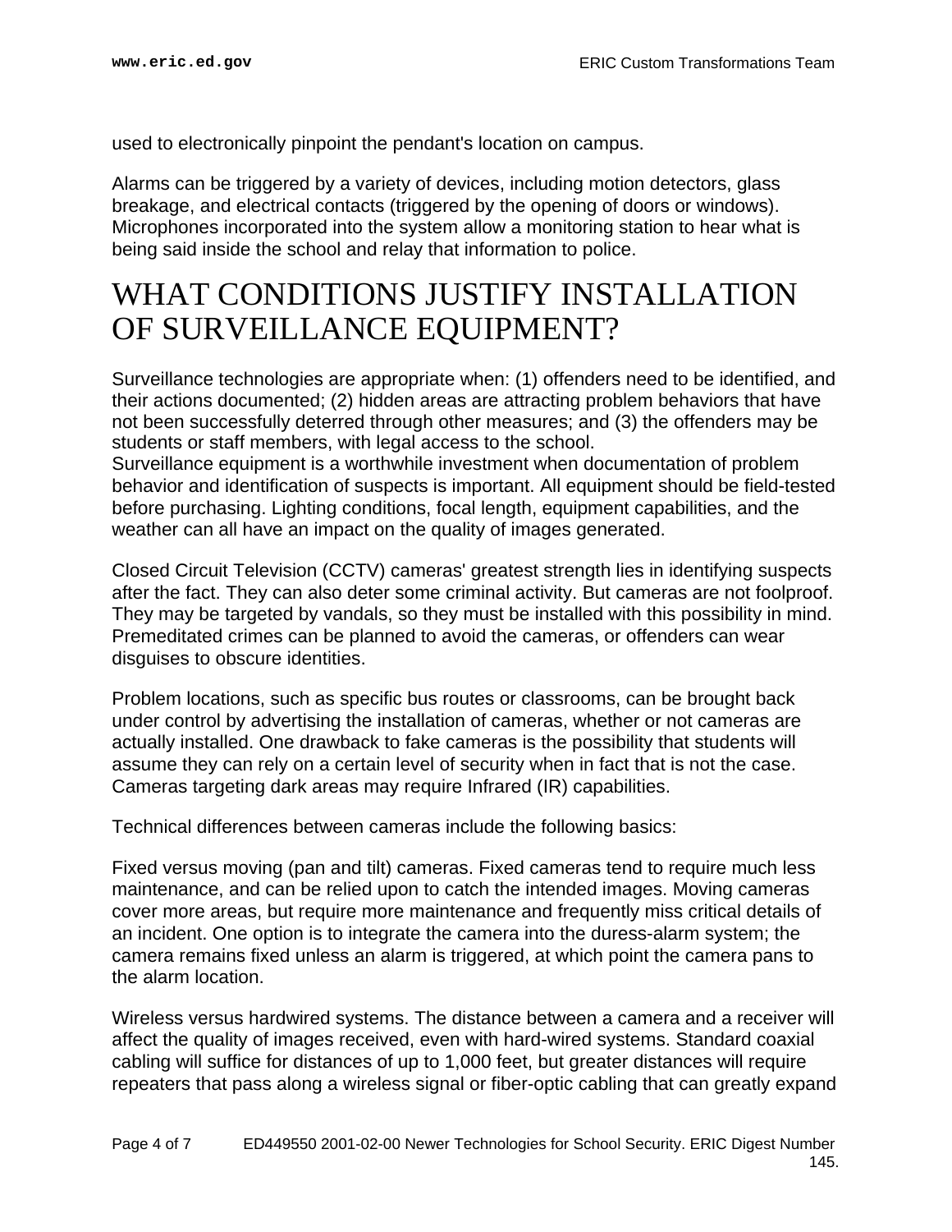used to electronically pinpoint the pendant's location on campus.

Alarms can be triggered by a variety of devices, including motion detectors, glass breakage, and electrical contacts (triggered by the opening of doors or windows). Microphones incorporated into the system allow a monitoring station to hear what is being said inside the school and relay that information to police.

# WHAT CONDITIONS JUSTIFY INSTALLATION OF SURVEILLANCE EQUIPMENT?

Surveillance technologies are appropriate when: (1) offenders need to be identified, and their actions documented; (2) hidden areas are attracting problem behaviors that have not been successfully deterred through other measures; and (3) the offenders may be students or staff members, with legal access to the school.
Surveillance equipment is a worthwhile investment when documentation of problem behavior and identification of suspects is important. All equipment should be field-tested before purchasing. Lighting conditions, focal length, equipment capabilities, and the weather can all have an impact on the quality of images generated.

Closed Circuit Television (CCTV) cameras' greatest strength lies in identifying suspects after the fact. They can also deter some criminal activity. But cameras are not foolproof. They may be targeted by vandals, so they must be installed with this possibility in mind. Premeditated crimes can be planned to avoid the cameras, or offenders can wear disguises to obscure identities.

Problem locations, such as specific bus routes or classrooms, can be brought back under control by advertising the installation of cameras, whether or not cameras are actually installed. One drawback to fake cameras is the possibility that students will assume they can rely on a certain level of security when in fact that is not the case. Cameras targeting dark areas may require Infrared (IR) capabilities.

Technical differences between cameras include the following basics:

Fixed versus moving (pan and tilt) cameras. Fixed cameras tend to require much less maintenance, and can be relied upon to catch the intended images. Moving cameras cover more areas, but require more maintenance and frequently miss critical details of an incident. One option is to integrate the camera into the duress-alarm system; the camera remains fixed unless an alarm is triggered, at which point the camera pans to the alarm location.

Wireless versus hardwired systems. The distance between a camera and a receiver will affect the quality of images received, even with hard-wired systems. Standard coaxial cabling will suffice for distances of up to 1,000 feet, but greater distances will require repeaters that pass along a wireless signal or fiber-optic cabling that can greatly expand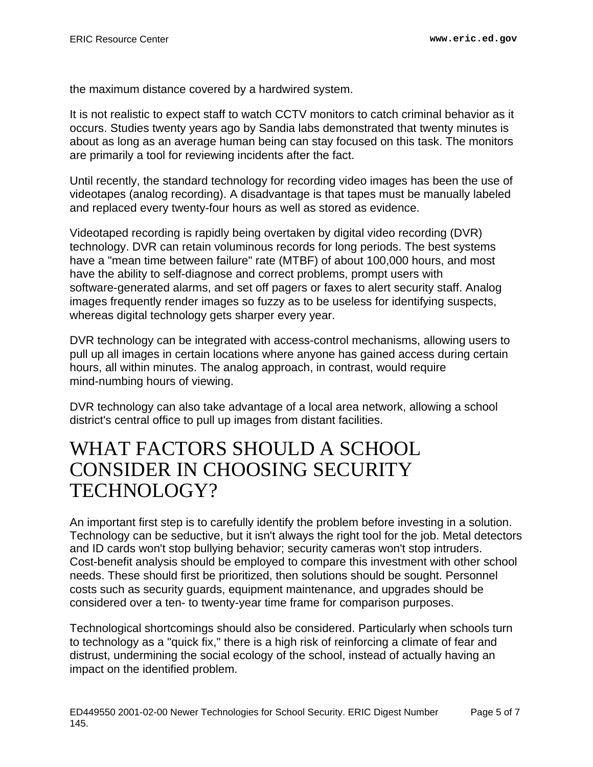the maximum distance covered by a hardwired system.

It is not realistic to expect staff to watch CCTV monitors to catch criminal behavior as it occurs. Studies twenty years ago by Sandia labs demonstrated that twenty minutes is about as long as an average human being can stay focused on this task. The monitors are primarily a tool for reviewing incidents after the fact.

Until recently, the standard technology for recording video images has been the use of videotapes (analog recording). A disadvantage is that tapes must be manually labeled and replaced every twenty-four hours as well as stored as evidence.

Videotaped recording is rapidly being overtaken by digital video recording (DVR) technology. DVR can retain voluminous records for long periods. The best systems have a "mean time between failure" rate (MTBF) of about 100,000 hours, and most have the ability to self-diagnose and correct problems, prompt users with software-generated alarms, and set off pagers or faxes to alert security staff. Analog images frequently render images so fuzzy as to be useless for identifying suspects, whereas digital technology gets sharper every year.

DVR technology can be integrated with access-control mechanisms, allowing users to pull up all images in certain locations where anyone has gained access during certain hours, all within minutes. The analog approach, in contrast, would require mind-numbing hours of viewing.

DVR technology can also take advantage of a local area network, allowing a school district's central office to pull up images from distant facilities.

# WHAT FACTORS SHOULD A SCHOOL CONSIDER IN CHOOSING SECURITY TECHNOLOGY?

An important first step is to carefully identify the problem before investing in a solution. Technology can be seductive, but it isn't always the right tool for the job. Metal detectors and ID cards won't stop bullying behavior; security cameras won't stop intruders. Cost-benefit analysis should be employed to compare this investment with other school needs. These should first be prioritized, then solutions should be sought. Personnel costs such as security guards, equipment maintenance, and upgrades should be considered over a ten- to twenty-year time frame for comparison purposes.

Technological shortcomings should also be considered. Particularly when schools turn to technology as a "quick fix," there is a high risk of reinforcing a climate of fear and distrust, undermining the social ecology of the school, instead of actually having an impact on the identified problem.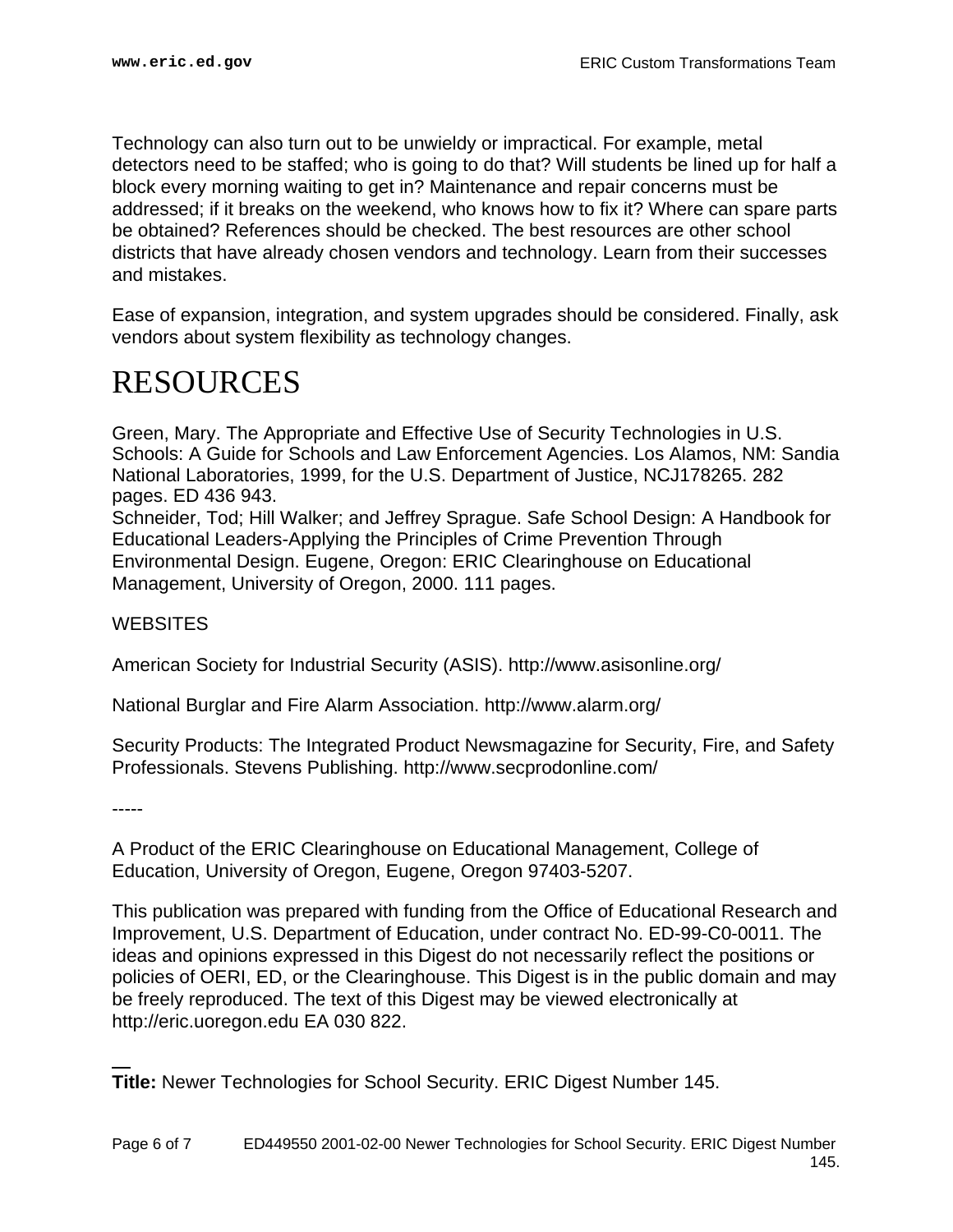Technology can also turn out to be unwieldy or impractical. For example, metal detectors need to be staffed; who is going to do that? Will students be lined up for half a block every morning waiting to get in? Maintenance and repair concerns must be addressed; if it breaks on the weekend, who knows how to fix it? Where can spare parts be obtained? References should be checked. The best resources are other school districts that have already chosen vendors and technology. Learn from their successes and mistakes.

Ease of expansion, integration, and system upgrades should be considered. Finally, ask vendors about system flexibility as technology changes.

# RESOURCES

Green, Mary. The Appropriate and Effective Use of Security Technologies in U.S. Schools: A Guide for Schools and Law Enforcement Agencies. Los Alamos, NM: Sandia National Laboratories, 1999, for the U.S. Department of Justice, NCJ178265. 282 pages. ED 436 943.
Schneider, Tod; Hill Walker; and Jeffrey Sprague. Safe School Design: A Handbook for Educational Leaders-Applying the Principles of Crime Prevention Through Environmental Design. Eugene, Oregon: ERIC Clearinghouse on Educational Management, University of Oregon, 2000. 111 pages.

WEBSITES

American Society for Industrial Security (ASIS). http://www.asisonline.org/

National Burglar and Fire Alarm Association. http://www.alarm.org/

Security Products: The Integrated Product Newsmagazine for Security, Fire, and Safety Professionals. Stevens Publishing. http://www.secprodonline.com/

-----

A Product of the ERIC Clearinghouse on Educational Management, College of Education, University of Oregon, Eugene, Oregon 97403-5207.

This publication was prepared with funding from the Office of Educational Research and Improvement, U.S. Department of Education, under contract No. ED-99-C0-0011. The ideas and opinions expressed in this Digest do not necessarily reflect the positions or policies of OERI, ED, or the Clearinghouse. This Digest is in the public domain and may be freely reproduced. The text of this Digest may be viewed electronically at http://eric.uoregon.edu EA 030 822.

---

**Title:** Newer Technologies for School Security. ERIC Digest Number 145.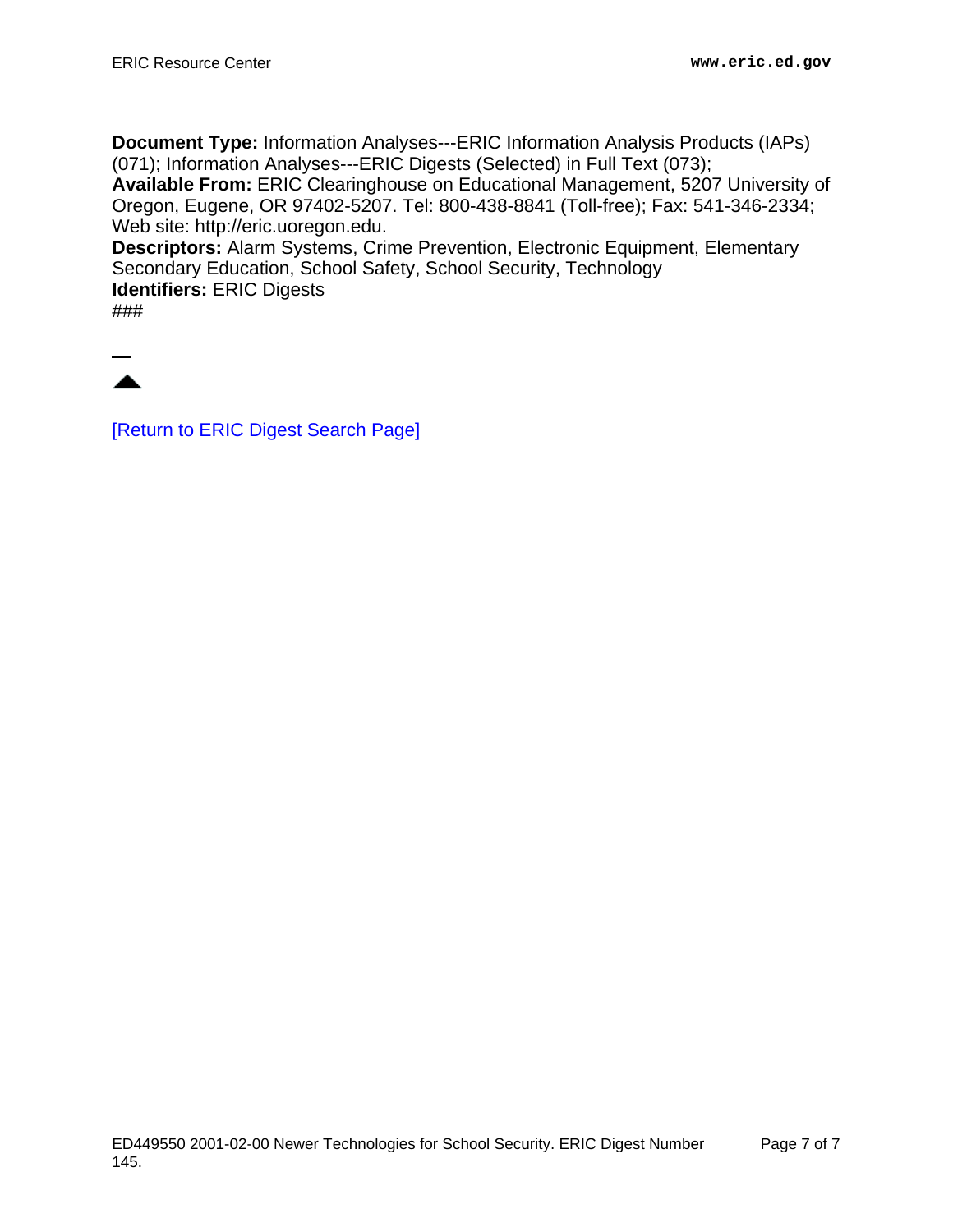**Document Type:** Information Analyses---ERIC Information Analysis Products (IAPs) (071); Information Analyses---ERIC Digests (Selected) in Full Text (073);
**Available From:** ERIC Clearinghouse on Educational Management, 5207 University of Oregon, Eugene, OR 97402-5207. Tel: 800-438-8841 (Toll-free); Fax: 541-346-2334; Web site: http://eric.uoregon.edu.
**Descriptors:** Alarm Systems, Crime Prevention, Electronic Equipment, Elementary Secondary Education, School Safety, School Security, Technology
**Identifiers:** ERIC Digests
###

[Return to ERIC Digest Search Page]